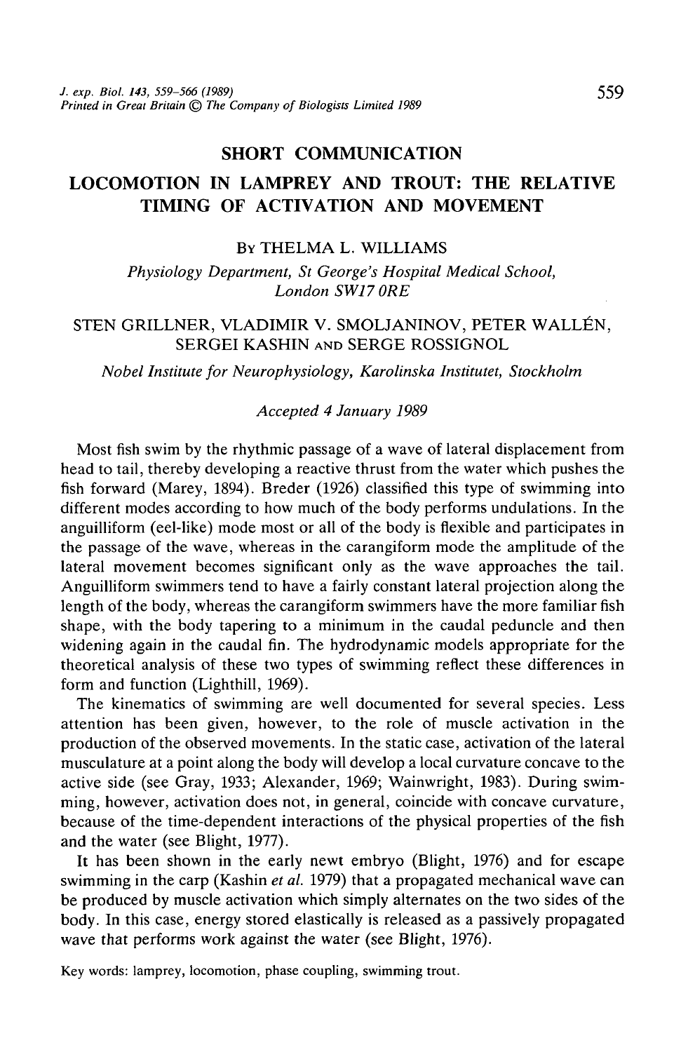## SHORT COMMUNICATION

# LOCOMOTION IN LAMPREY AND TROUT: THE RELATIVE TIMING OF ACTIVATION AND MOVEMENT

By THELMA L. WILLIAMS

*Physiology Department, St George's Hospital Medical School, London SW17 0RE*

STEN GRILLNER, VLADIMIR V. SMOLJANINOV, PETER WALLÉN, SERGEI KASHIN AND SERGE ROSSIGNOL

*Nobel Institute for Neurophysiology, Karolinska Institutet, Stockholm*

*Accepted 4 January 1989*

Most fish swim by the rhythmic passage of a wave of lateral displacement from head to tail, thereby developing a reactive thrust from the water which pushes the fish forward (Marey, 1894). Breder (1926) classified this type of swimming into different modes according to how much of the body performs undulations. In the anguilliform (eel-like) mode most or all of the body is flexible and participates in the passage of the wave, whereas in the carangiform mode the amplitude of the lateral movement becomes significant only as the wave approaches the tail. Anguilliform swimmers tend to have a fairly constant lateral projection along the length of the body, whereas the carangiform swimmers have the more familiar fish shape, with the body tapering to a minimum in the caudal peduncle and then widening again in the caudal fin. The hydrodynamic models appropriate for the theoretical analysis of these two types of swimming reflect these differences in form and function (Lighthill, 1969).

The kinematics of swimming are well documented for several species. Less attention has been given, however, to the role of muscle activation in the production of the observed movements. In the static case, activation of the lateral musculature at a point along the body will develop a local curvature concave to the active side (see Gray, 1933; Alexander, 1969; Wainwright, 1983). During swimming, however, activation does not, in general, coincide with concave curvature, because of the time-dependent interactions of the physical properties of the fish and the water (see Blight, 1977).

It has been shown in the early newt embryo (Blight, 1976) and for escape swimming in the carp (Kashin *et al.* 1979) that a propagated mechanical wave can be produced by muscle activation which simply alternates on the two sides of the body. In this case, energy stored elastically is released as a passively propagated wave that performs work against the water (see Blight, 1976).

Key words: lamprey, locomotion, phase coupling, swimming trout.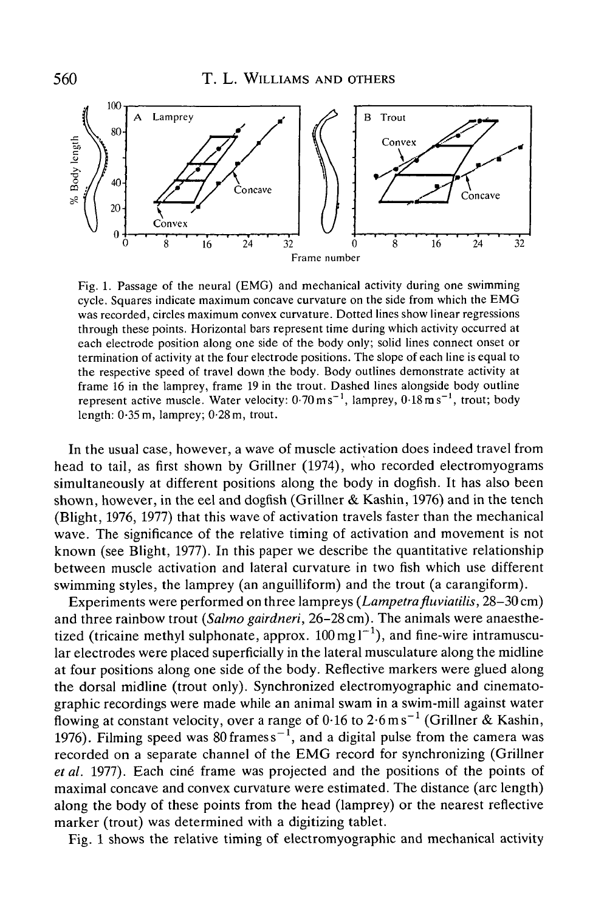100

A Lamprey

80

% Body length

40

20

0

Concave

Convex

0 8 16 24 32

B Trout

Convex

Concave

0 8 16 24 32

Frame number

Fig. 1. Passage of the neural (EMG) and mechanical activity during one swimming cycle. Squares indicate maximum concave curvature on the side from which the EMG was recorded, circles maximum convex curvature. Dotted lines show linear regressions through these points. Horizontal bars represent time during which activity occurred at each electrode position along one side of the body only; solid lines connect onset or termination of activity at the four electrode positions. The slope of each line is equal to the respective speed of travel down the body. Body outlines demonstrate activity at frame 16 in the lamprey, frame 19 in the trout. Dashed lines alongside body outline represent active muscle. Water velocity: $0{\cdot}70\,\mathrm{m\,s^{-1}}$, lamprey, $0{\cdot}18\,\mathrm{m\,s^{-1}}$, trout; body length: 0·35 m, lamprey; 0·28 m, trout.

In the usual case, however, a wave of muscle activation does indeed travel from head to tail, as first shown by Grillner (1974), who recorded electromyograms simultaneously at different positions along the body in dogfish. It has also been shown, however, in the eel and dogfish (Grillner & Kashin, 1976) and in the tench (Blight, 1976, 1977) that this wave of activation travels faster than the mechanical wave. The significance of the relative timing of activation and movement is not known (see Blight, 1977). In this paper we describe the quantitative relationship between muscle activation and lateral curvature in two fish which use different swimming styles, the lamprey (an anguilliform) and the trout (a carangiform).

Experiments were performed on three lampreys (*Lampetra fluviatilis*, 28–30 cm) and three rainbow trout (*Salmo gairdneri*, 26–28 cm). The animals were anaesthetized (tricaine methyl sulphonate, approx. $100\,\mathrm{mg\,l^{-1}}$), and fine-wire intramuscular electrodes were placed superficially in the lateral musculature along the midline at four positions along one side of the body. Reflective markers were glued along the dorsal midline (trout only). Synchronized electromyographic and cinematographic recordings were made while an animal swam in a swim-mill against water flowing at constant velocity, over a range of 0·16 to $2{\cdot}6\,\mathrm{m\,s^{-1}}$ (Grillner & Kashin, 1976). Filming speed was $80\,\mathrm{frames\,s^{-1}}$, and a digital pulse from the camera was recorded on a separate channel of the EMG record for synchronizing (Grillner *et al.* 1977). Each ciné frame was projected and the positions of the points of maximal concave and convex curvature were estimated. The distance (arc length) along the body of these points from the head (lamprey) or the nearest reflective marker (trout) was determined with a digitizing tablet.

Fig. 1 shows the relative timing of electromyographic and mechanical activity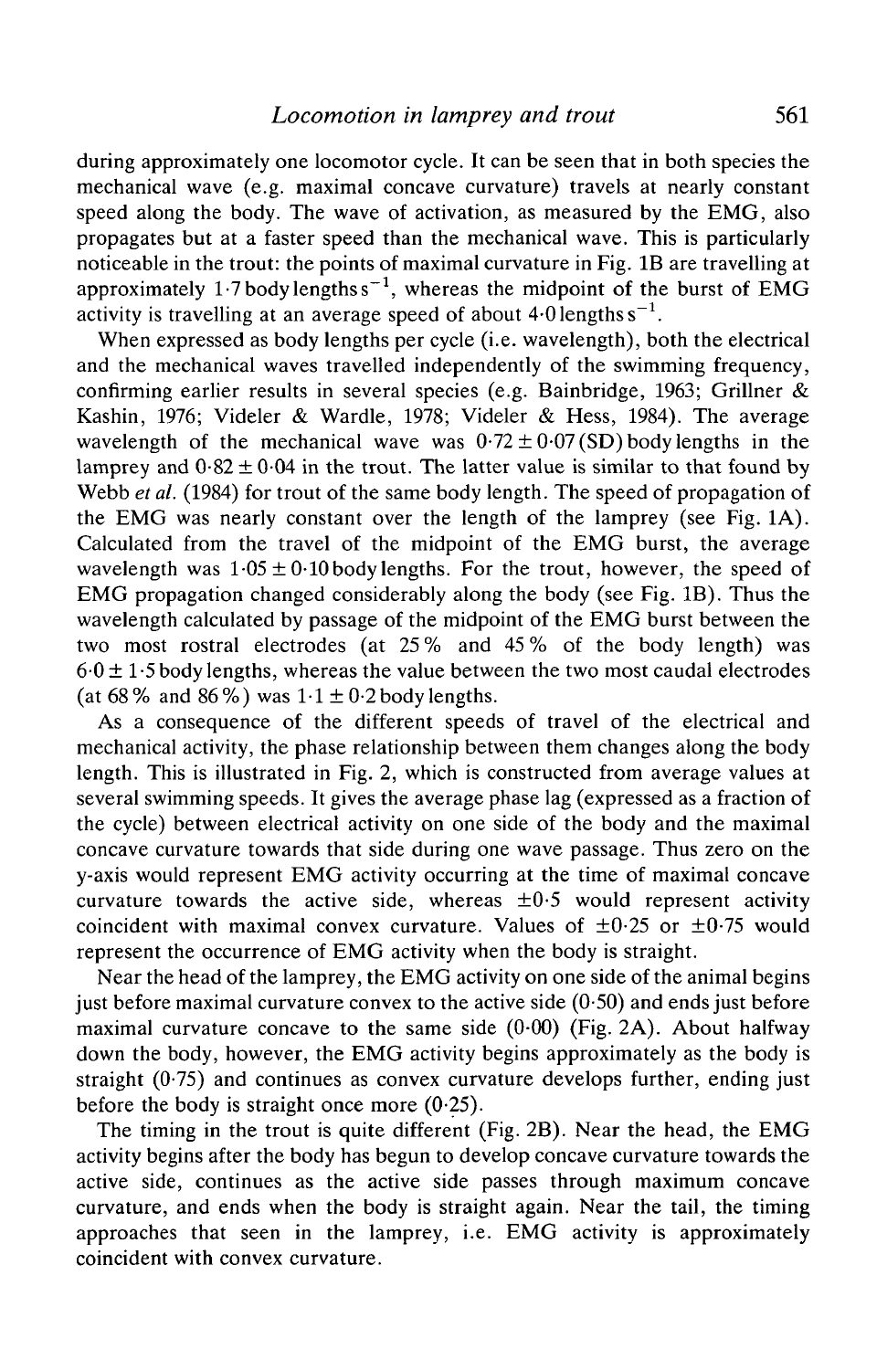during approximately one locomotor cycle. It can be seen that in both species the mechanical wave (e.g. maximal concave curvature) travels at nearly constant speed along the body. The wave of activation, as measured by the EMG, also propagates but at a faster speed than the mechanical wave. This is particularly noticeable in the trout: the points of maximal curvature in Fig. 1B are travelling at approximately 1·7 body lengths $s^{-1}$, whereas the midpoint of the burst of EMG activity is travelling at an average speed of about 4·0 lengths $s^{-1}$.

When expressed as body lengths per cycle (i.e. wavelength), both the electrical and the mechanical waves travelled independently of the swimming frequency, confirming earlier results in several species (e.g. Bainbridge, 1963; Grillner & Kashin, 1976; Videler & Wardle, 1978; Videler & Hess, 1984). The average wavelength of the mechanical wave was $0{\cdot}72 \pm 0{\cdot}07$ (SD) body lengths in the lamprey and $0{\cdot}82 \pm 0{\cdot}04$ in the trout. The latter value is similar to that found by Webb *et al.* (1984) for trout of the same body length. The speed of propagation of the EMG was nearly constant over the length of the lamprey (see Fig. 1A). Calculated from the travel of the midpoint of the EMG burst, the average wavelength was $1{\cdot}05 \pm 0{\cdot}10$ body lengths. For the trout, however, the speed of EMG propagation changed considerably along the body (see Fig. 1B). Thus the wavelength calculated by passage of the midpoint of the EMG burst between the two most rostral electrodes (at 25 % and 45 % of the body length) was $6{\cdot}0 \pm 1{\cdot}5$ body lengths, whereas the value between the two most caudal electrodes (at 68 % and 86 %) was $1{\cdot}1 \pm 0{\cdot}2$ body lengths.

As a consequence of the different speeds of travel of the electrical and mechanical activity, the phase relationship between them changes along the body length. This is illustrated in Fig. 2, which is constructed from average values at several swimming speeds. It gives the average phase lag (expressed as a fraction of the cycle) between electrical activity on one side of the body and the maximal concave curvature towards that side during one wave passage. Thus zero on the y-axis would represent EMG activity occurring at the time of maximal concave curvature towards the active side, whereas $\pm 0{\cdot}5$ would represent activity coincident with maximal convex curvature. Values of $\pm 0{\cdot}25$ or $\pm 0{\cdot}75$ would represent the occurrence of EMG activity when the body is straight.

Near the head of the lamprey, the EMG activity on one side of the animal begins just before maximal curvature convex to the active side (0·50) and ends just before maximal curvature concave to the same side (0·00) (Fig. 2A). About halfway down the body, however, the EMG activity begins approximately as the body is straight (0·75) and continues as convex curvature develops further, ending just before the body is straight once more (0·25).

The timing in the trout is quite different (Fig. 2B). Near the head, the EMG activity begins after the body has begun to develop concave curvature towards the active side, continues as the active side passes through maximum concave curvature, and ends when the body is straight again. Near the tail, the timing approaches that seen in the lamprey, i.e. EMG activity is approximately coincident with convex curvature.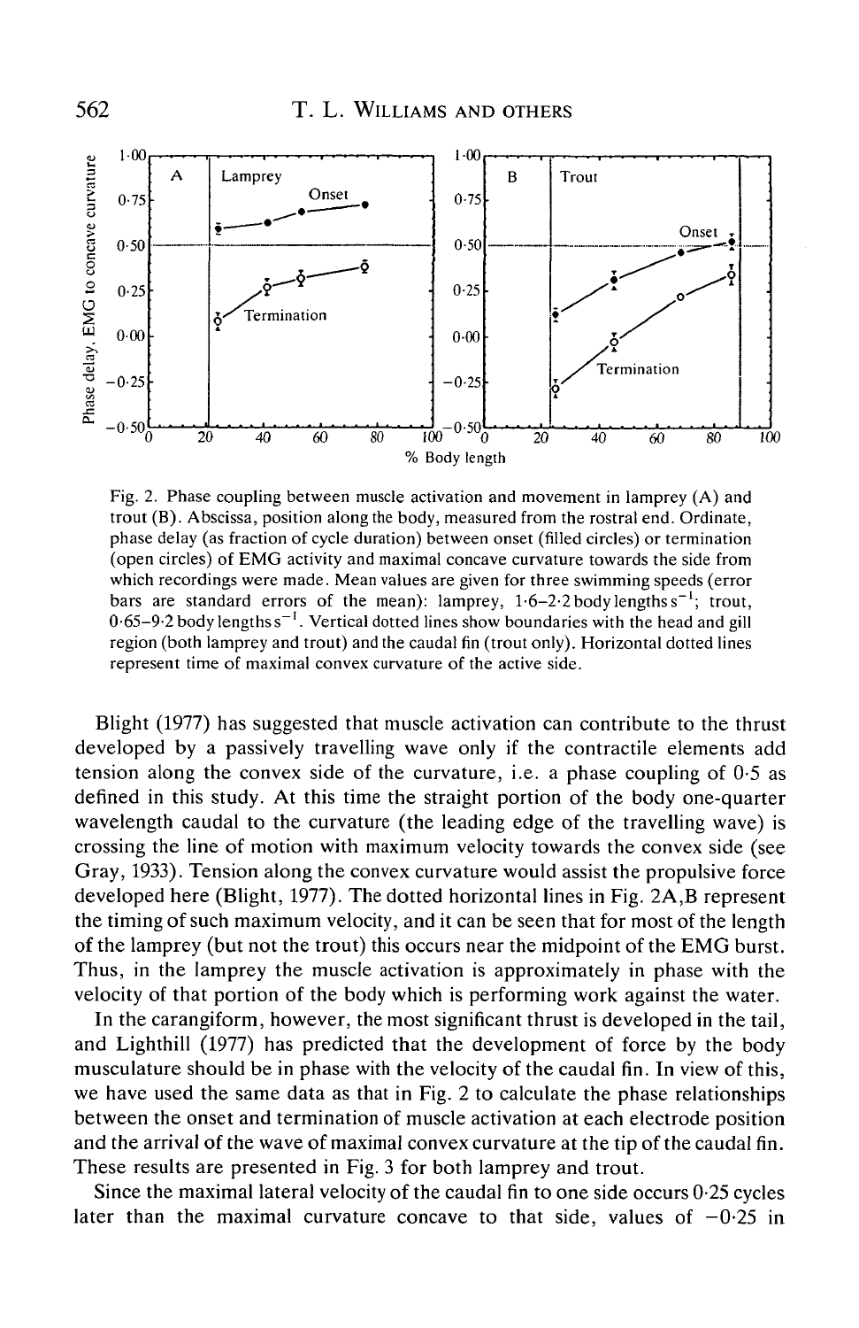Phase delay, EMG to concave curvature

A Lamprey

Onset

Termination

B Trout

Onset

Termination

1·00
0·75
0·50
0·25
0·00
−0·25
−0·50

0 20 40 60 80 100

% Body length

Fig. 2. Phase coupling between muscle activation and movement in lamprey (A) and trout (B). Abscissa, position along the body, measured from the rostral end. Ordinate, phase delay (as fraction of cycle duration) between onset (filled circles) or termination (open circles) of EMG activity and maximal concave curvature towards the side from which recordings were made. Mean values are given for three swimming speeds (error bars are standard errors of the mean): lamprey, 1·6–2·2 body lengths $s^{-1}$; trout, 0·65–9·2 body lengths $s^{-1}$. Vertical dotted lines show boundaries with the head and gill region (both lamprey and trout) and the caudal fin (trout only). Horizontal dotted lines represent time of maximal convex curvature of the active side.

Blight (1977) has suggested that muscle activation can contribute to the thrust developed by a passively travelling wave only if the contractile elements add tension along the convex side of the curvature, i.e. a phase coupling of 0·5 as defined in this study. At this time the straight portion of the body one-quarter wavelength caudal to the curvature (the leading edge of the travelling wave) is crossing the line of motion with maximum velocity towards the convex side (see Gray, 1933). Tension along the convex curvature would assist the propulsive force developed here (Blight, 1977). The dotted horizontal lines in Fig. 2A,B represent the timing of such maximum velocity, and it can be seen that for most of the length of the lamprey (but not the trout) this occurs near the midpoint of the EMG burst. Thus, in the lamprey the muscle activation is approximately in phase with the velocity of that portion of the body which is performing work against the water.

In the carangiform, however, the most significant thrust is developed in the tail, and Lighthill (1977) has predicted that the development of force by the body musculature should be in phase with the velocity of the caudal fin. In view of this, we have used the same data as that in Fig. 2 to calculate the phase relationships between the onset and termination of muscle activation at each electrode position and the arrival of the wave of maximal convex curvature at the tip of the caudal fin. These results are presented in Fig. 3 for both lamprey and trout.

Since the maximal lateral velocity of the caudal fin to one side occurs 0·25 cycles later than the maximal curvature concave to that side, values of −0·25 in